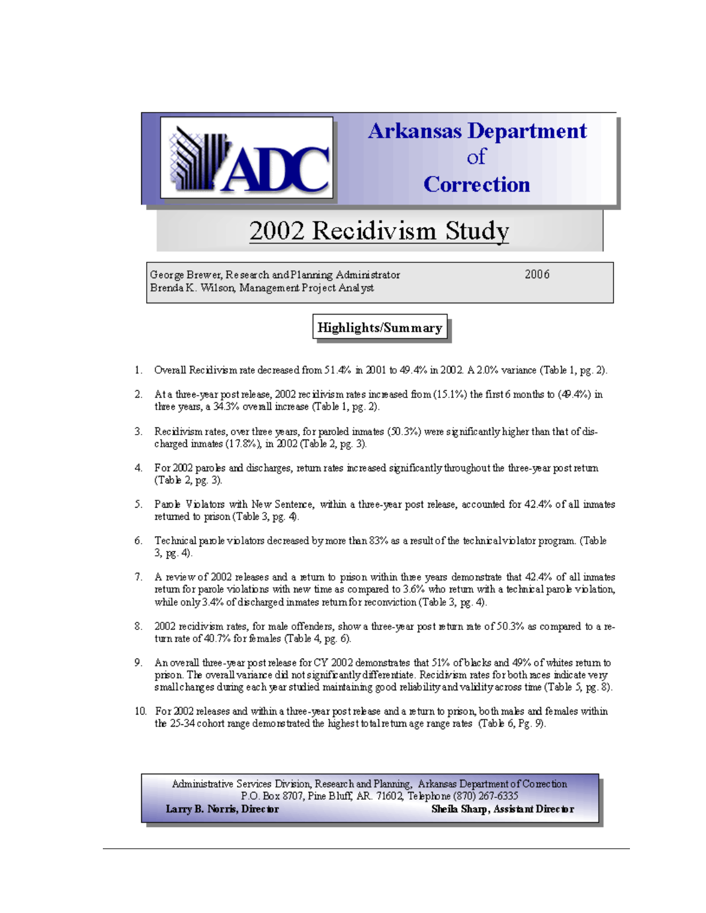# Arkansas Department of Correction

## 2002 Recidivism Study

George Brewer, Research and Planning Administrator
Brenda K. Wilson, Management Project Analyst

2006

### Highlights/Summary

1. Overall Recidivism rate decreased from 51.4% in 2001 to 49.4% in 2002. A 2.0% variance (Table 1, pg. 2).
2. At a three-year post release, 2002 recidivism rates increased from (15.1%) the first 6 months to (49.4%) in three years, a 34.3% overall increase (Table 1, pg. 2).
3. Recidivism rates, over three years, for paroled inmates (50.3%) were significantly higher than that of discharged inmates (17.8%), in 2002 (Table 2, pg. 3).
4. For 2002 paroles and discharges, return rates increased significantly throughout the three-year post return (Table 2, pg. 3).
5. Parole Violators with New Sentence, within a three-year post release, accounted for 42.4% of all inmates returned to prison (Table 3, pg. 4).
6. Technical parole violators decreased by more than 83% as a result of the technical violator program. (Table 3, pg. 4).
7. A review of 2002 releases and a return to prison within three years demonstrate that 42.4% of all inmates return for parole violations with new time as compared to 3.6% who return with a technical parole violation, while only 3.4% of discharged inmates return for reconviction (Table 3, pg. 4).
8. 2002 recidivism rates, for male offenders, show a three-year post return rate of 50.3% as compared to a return rate of 40.7% for females (Table 4, pg. 6).
9. An overall three-year post release for CY 2002 demonstrates that 51% of blacks and 49% of whites return to prison. The overall variance did not significantly differentiate. Recidivism rates for both races indicate very small changes during each year studied maintaining good reliability and validity across time (Table 5, pg. 8).
10. For 2002 releases and within a three-year post release and a return to prison, both males and females within the 25-34 cohort range demonstrated the highest total return age range rates (Table 6, Pg. 9).

Administrative Services Division, Research and Planning, Arkansas Department of Correction
P.O. Box 8707, Pine Bluff, AR. 71602, Telephone (870) 267-6335
**Larry B. Norris, Director** **Sheila Sharp, Assistant Director**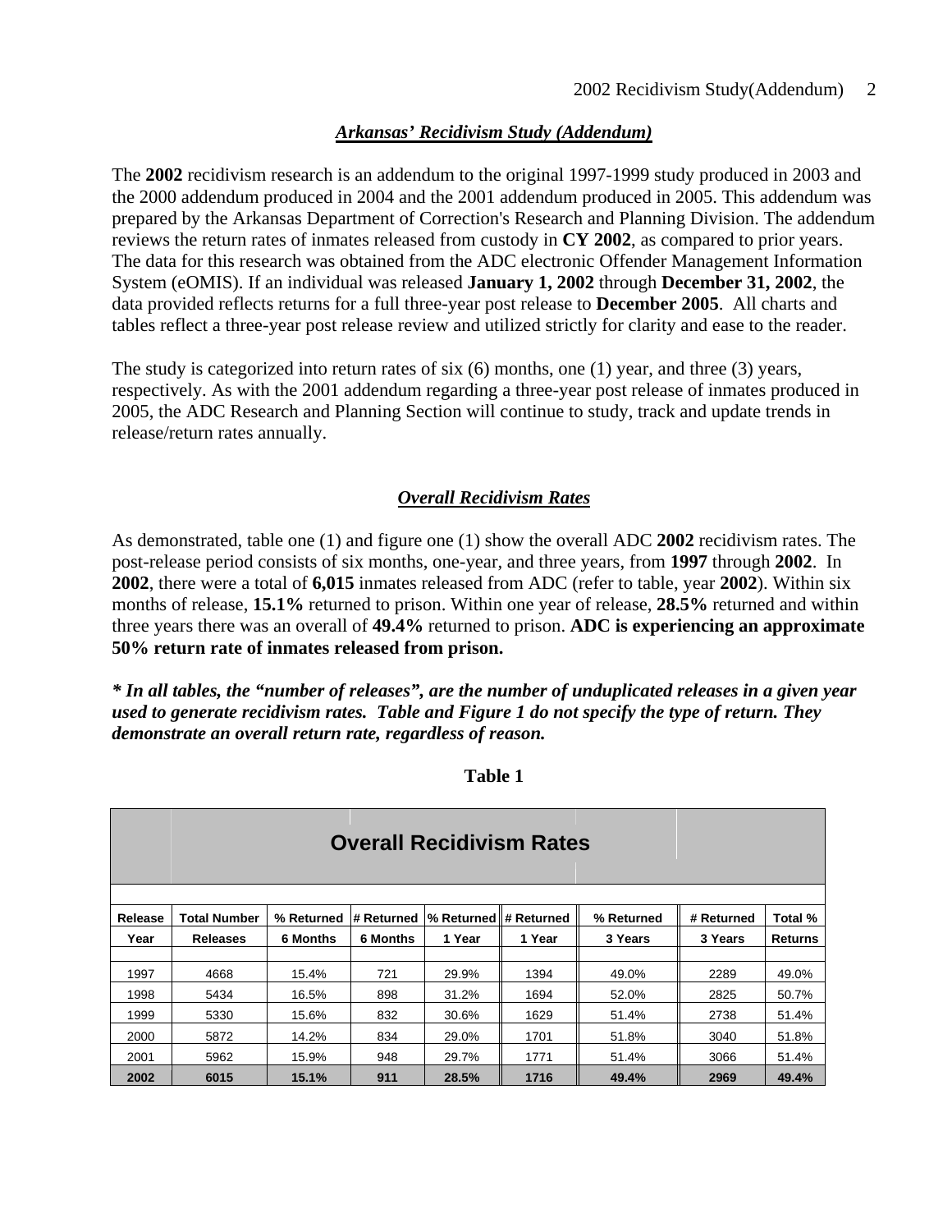## *Arkansas' Recidivism Study (Addendum)*

The **2002** recidivism research is an addendum to the original 1997-1999 study produced in 2003 and the 2000 addendum produced in 2004 and the 2001 addendum produced in 2005. This addendum was prepared by the Arkansas Department of Correction's Research and Planning Division. The addendum reviews the return rates of inmates released from custody in **CY 2002**, as compared to prior years. The data for this research was obtained from the ADC electronic Offender Management Information System (eOMIS). If an individual was released **January 1, 2002** through **December 31, 2002**, the data provided reflects returns for a full three-year post release to **December 2005**. All charts and tables reflect a three-year post release review and utilized strictly for clarity and ease to the reader.

The study is categorized into return rates of six (6) months, one (1) year, and three (3) years, respectively. As with the 2001 addendum regarding a three-year post release of inmates produced in 2005, the ADC Research and Planning Section will continue to study, track and update trends in release/return rates annually.

## *Overall Recidivism Rates*

As demonstrated, table one (1) and figure one (1) show the overall ADC **2002** recidivism rates. The post-release period consists of six months, one-year, and three years, from **1997** through **2002**. In **2002**, there were a total of **6,015** inmates released from ADC (refer to table, year **2002**). Within six months of release, **15.1%** returned to prison. Within one year of release, **28.5%** returned and within three years there was an overall of **49.4%** returned to prison. **ADC is experiencing an approximate 50% return rate of inmates released from prison.**

***\* In all tables, the "number of releases", are the number of unduplicated releases in a given year used to generate recidivism rates. Table and Figure 1 do not specify the type of return. They demonstrate an overall return rate, regardless of reason.***

**Table 1**

**Overall Recidivism Rates**

| Release Year | Total Number Releases | % Returned 6 Months | # Returned 6 Months | % Returned 1 Year | # Returned 1 Year | % Returned 3 Years | # Returned 3 Years | Total % Returns |
|---|---|---|---|---|---|---|---|---|
| 1997 | 4668 | 15.4% | 721 | 29.9% | 1394 | 49.0% | 2289 | 49.0% |
| 1998 | 5434 | 16.5% | 898 | 31.2% | 1694 | 52.0% | 2825 | 50.7% |
| 1999 | 5330 | 15.6% | 832 | 30.6% | 1629 | 51.4% | 2738 | 51.4% |
| 2000 | 5872 | 14.2% | 834 | 29.0% | 1701 | 51.8% | 3040 | 51.8% |
| 2001 | 5962 | 15.9% | 948 | 29.7% | 1771 | 51.4% | 3066 | 51.4% |
| **2002** | **6015** | **15.1%** | **911** | **28.5%** | **1716** | **49.4%** | **2969** | **49.4%** |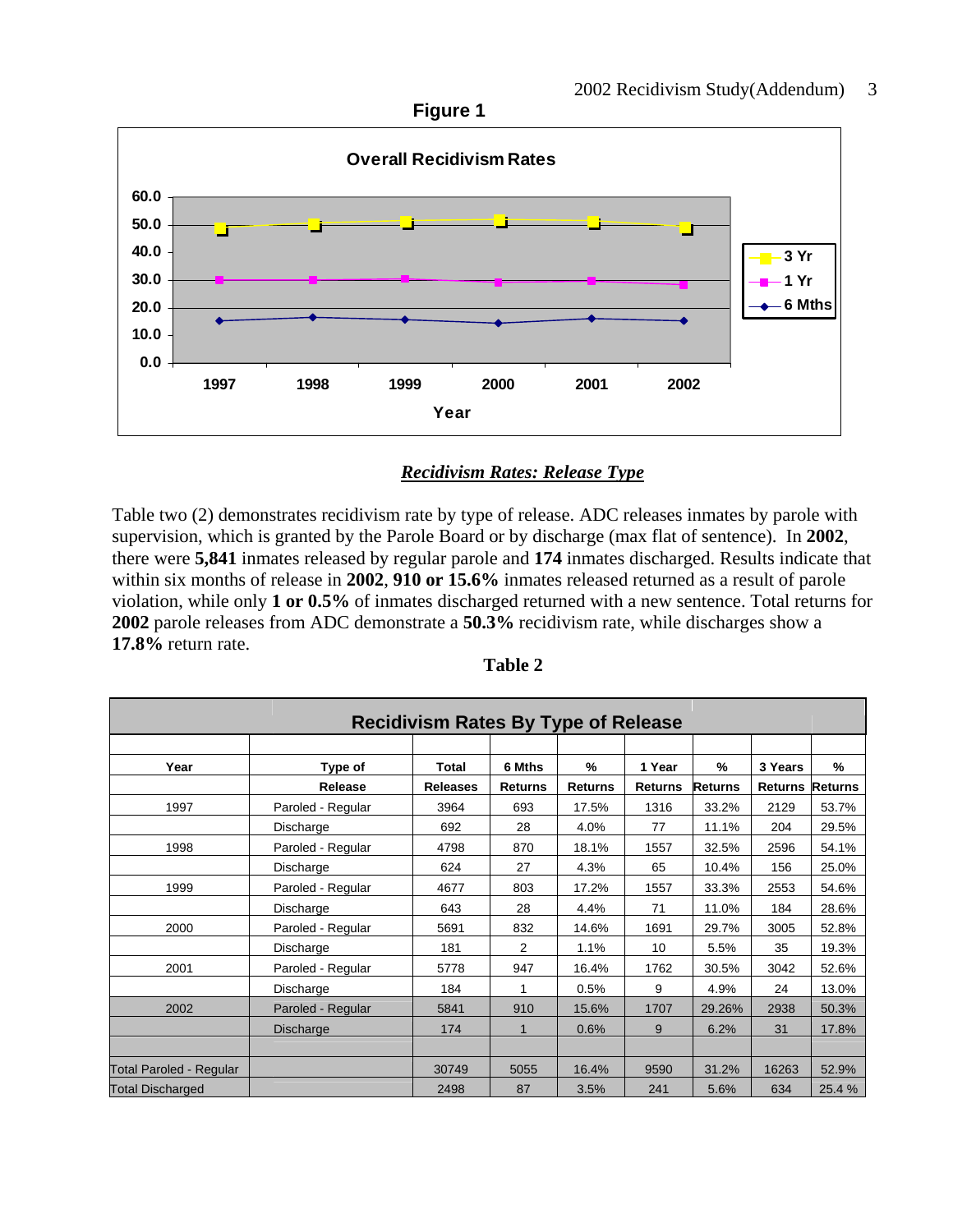**Figure 1**

**Overall Recidivism Rates**

### *Recidivism Rates: Release Type*

Table two (2) demonstrates recidivism rate by type of release. ADC releases inmates by parole with supervision, which is granted by the Parole Board or by discharge (max flat of sentence). In **2002**, there were **5,841** inmates released by regular parole and **174** inmates discharged. Results indicate that within six months of release in **2002**, **910 or 15.6%** inmates released returned as a result of parole violation, while only **1 or 0.5%** of inmates discharged returned with a new sentence. Total returns for **2002** parole releases from ADC demonstrate a **50.3%** recidivism rate, while discharges show a **17.8%** return rate.

**Table 2**

**Recidivism Rates By Type of Release**

| Year | Type of Release | Total Releases | 6 Mths Returns | % Returns | 1 Year Returns | % Returns | 3 Years Returns | % Returns |
|---|---|---|---|---|---|---|---|---|
| 1997 | Paroled - Regular | 3964 | 693 | 17.5% | 1316 | 33.2% | 2129 | 53.7% |
| | Discharge | 692 | 28 | 4.0% | 77 | 11.1% | 204 | 29.5% |
| 1998 | Paroled - Regular | 4798 | 870 | 18.1% | 1557 | 32.5% | 2596 | 54.1% |
| | Discharge | 624 | 27 | 4.3% | 65 | 10.4% | 156 | 25.0% |
| 1999 | Paroled - Regular | 4677 | 803 | 17.2% | 1557 | 33.3% | 2553 | 54.6% |
| | Discharge | 643 | 28 | 4.4% | 71 | 11.0% | 184 | 28.6% |
| 2000 | Paroled - Regular | 5691 | 832 | 14.6% | 1691 | 29.7% | 3005 | 52.8% |
| | Discharge | 181 | 2 | 1.1% | 10 | 5.5% | 35 | 19.3% |
| 2001 | Paroled - Regular | 5778 | 947 | 16.4% | 1762 | 30.5% | 3042 | 52.6% |
| | Discharge | 184 | 1 | 0.5% | 9 | 4.9% | 24 | 13.0% |
| 2002 | Paroled - Regular | 5841 | 910 | 15.6% | 1707 | 29.26% | 2938 | 50.3% |
| | Discharge | 174 | 1 | 0.6% | 9 | 6.2% | 31 | 17.8% |
| | | | | | | | | |
| Total Paroled - Regular | | 30749 | 5055 | 16.4% | 9590 | 31.2% | 16263 | 52.9% |
| Total Discharged | | 2498 | 87 | 3.5% | 241 | 5.6% | 634 | 25.4 % |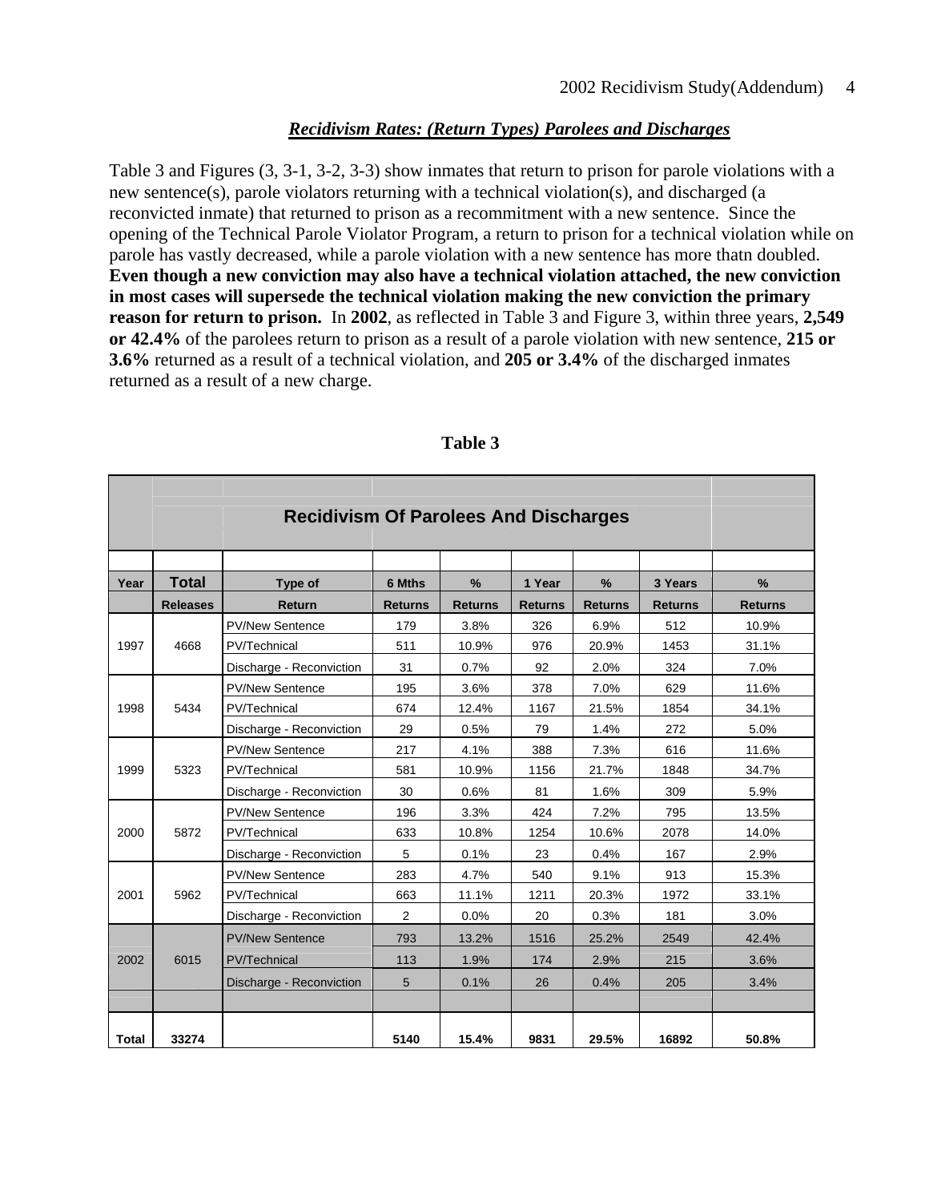## *Recidivism Rates: (Return Types) Parolees and Discharges*

Table 3 and Figures (3, 3-1, 3-2, 3-3) show inmates that return to prison for parole violations with a new sentence(s), parole violators returning with a technical violation(s), and discharged (a reconvicted inmate) that returned to prison as a recommitment with a new sentence. Since the opening of the Technical Parole Violator Program, a return to prison for a technical violation while on parole has vastly decreased, while a parole violation with a new sentence has more thatn doubled. **Even though a new conviction may also have a technical violation attached, the new conviction in most cases will supersede the technical violation making the new conviction the primary reason for return to prison.** In **2002**, as reflected in Table 3 and Figure 3, within three years, **2,549 or 42.4%** of the parolees return to prison as a result of a parole violation with new sentence, **215 or 3.6%** returned as a result of a technical violation, and **205 or 3.4%** of the discharged inmates returned as a result of a new charge.

**Table 3**

**Recidivism Of Parolees And Discharges**

| Year | Total Releases | Type of Return | 6 Mths Returns | % Returns | 1 Year Returns | % Returns | 3 Years Returns | % Returns |
|---|---|---|---|---|---|---|---|---|
| 1997 | 4668 | PV/New Sentence | 179 | 3.8% | 326 | 6.9% | 512 | 10.9% |
| | | PV/Technical | 511 | 10.9% | 976 | 20.9% | 1453 | 31.1% |
| | | Discharge - Reconviction | 31 | 0.7% | 92 | 2.0% | 324 | 7.0% |
| 1998 | 5434 | PV/New Sentence | 195 | 3.6% | 378 | 7.0% | 629 | 11.6% |
| | | PV/Technical | 674 | 12.4% | 1167 | 21.5% | 1854 | 34.1% |
| | | Discharge - Reconviction | 29 | 0.5% | 79 | 1.4% | 272 | 5.0% |
| 1999 | 5323 | PV/New Sentence | 217 | 4.1% | 388 | 7.3% | 616 | 11.6% |
| | | PV/Technical | 581 | 10.9% | 1156 | 21.7% | 1848 | 34.7% |
| | | Discharge - Reconviction | 30 | 0.6% | 81 | 1.6% | 309 | 5.9% |
| 2000 | 5872 | PV/New Sentence | 196 | 3.3% | 424 | 7.2% | 795 | 13.5% |
| | | PV/Technical | 633 | 10.8% | 1254 | 10.6% | 2078 | 14.0% |
| | | Discharge - Reconviction | 5 | 0.1% | 23 | 0.4% | 167 | 2.9% |
| 2001 | 5962 | PV/New Sentence | 283 | 4.7% | 540 | 9.1% | 913 | 15.3% |
| | | PV/Technical | 663 | 11.1% | 1211 | 20.3% | 1972 | 33.1% |
| | | Discharge - Reconviction | 2 | 0.0% | 20 | 0.3% | 181 | 3.0% |
| 2002 | 6015 | PV/New Sentence | 793 | 13.2% | 1516 | 25.2% | 2549 | 42.4% |
| | | PV/Technical | 113 | 1.9% | 174 | 2.9% | 215 | 3.6% |
| | | Discharge - Reconviction | 5 | 0.1% | 26 | 0.4% | 205 | 3.4% |
| **Total** | **33274** | | **5140** | **15.4%** | **9831** | **29.5%** | **16892** | **50.8%** |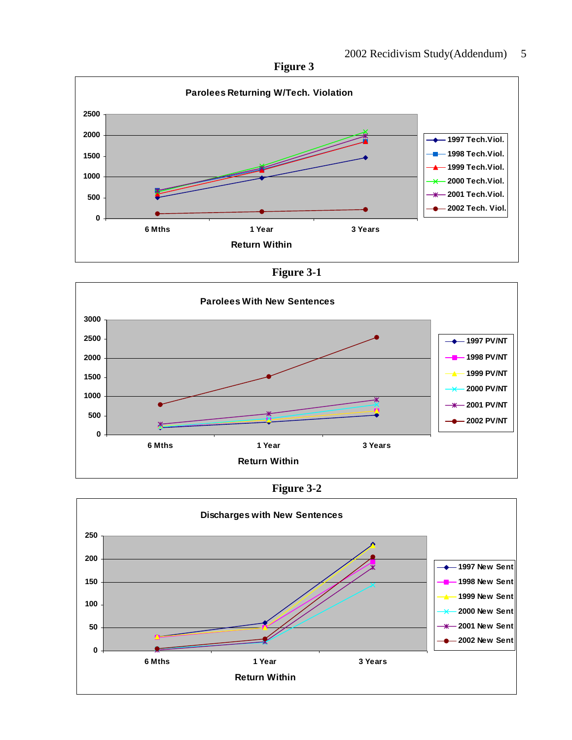**Figure 3**

**Parolees Returning W/Tech. Violation**

Return Within: 6 Mths, 1 Year, 3 Years

Legend: 1997 Tech.Viol., 1998 Tech.Viol., 1999 Tech.Viol., 2000 Tech.Viol., 2001 Tech.Viol., 2002 Tech. Viol.

**Figure 3-1**

**Parolees With New Sentences**

Return Within: 6 Mths, 1 Year, 3 Years

Legend: 1997 PV/NT, 1998 PV/NT, 1999 PV/NT, 2000 PV/NT, 2001 PV/NT, 2002 PV/NT

**Figure 3-2**

**Discharges with New Sentences**

Return Within: 6 Mths, 1 Year, 3 Years

Legend: 1997 New Sent, 1998 New Sent, 1999 New Sent, 2000 New Sent, 2001 New Sent, 2002 New Sent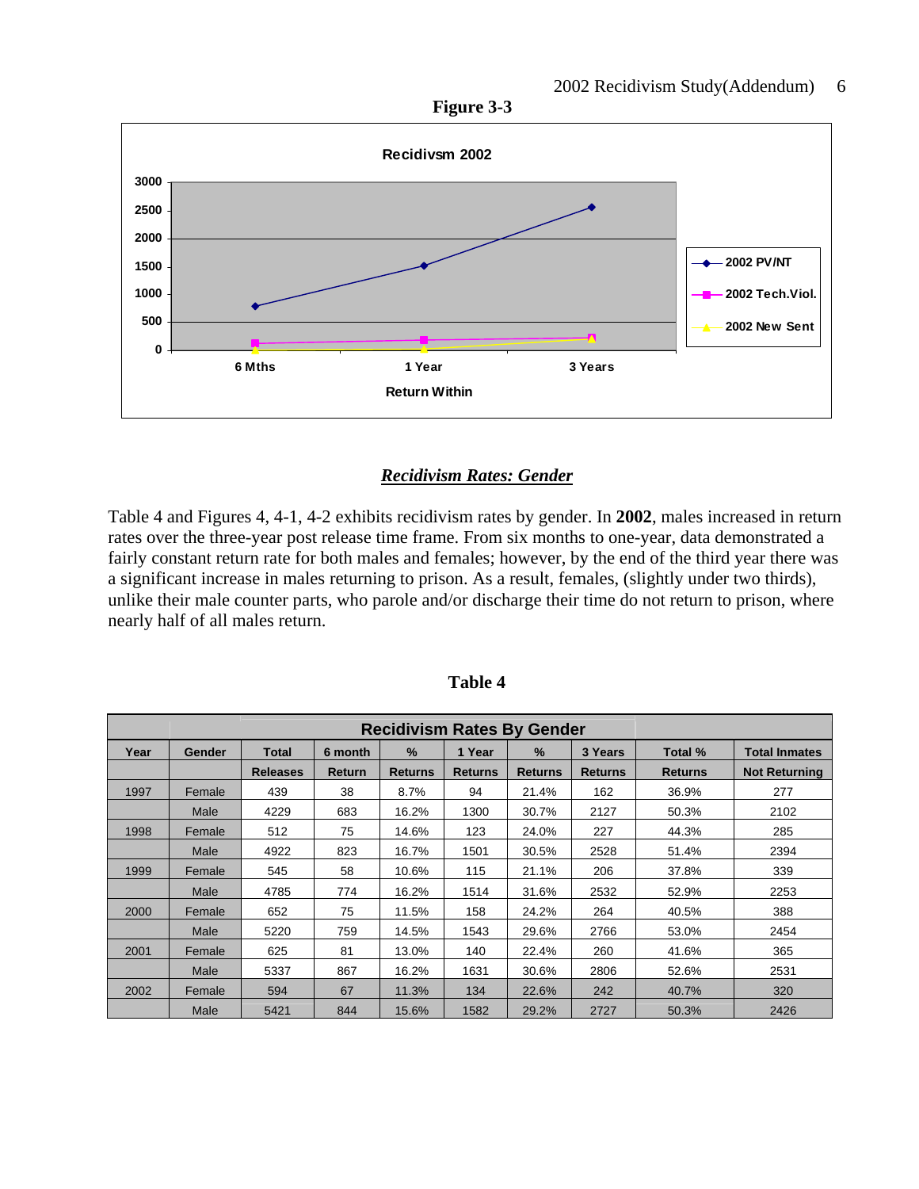**Figure 3-3**

Recidivsm 2002

| Return Within | 6 Mths | 1 Year | 3 Years |
|---|---|---|---|
| 2002 PV/NT | | | |
| 2002 Tech.Viol. | | | |
| 2002 New Sent | | | |

## *Recidivism Rates: Gender*

Table 4 and Figures 4, 4-1, 4-2 exhibits recidivism rates by gender. In **2002**, males increased in return rates over the three-year post release time frame. From six months to one-year, data demonstrated a fairly constant return rate for both males and females; however, by the end of the third year there was a significant increase in males returning to prison. As a result, females, (slightly under two thirds), unlike their male counter parts, who parole and/or discharge their time do not return to prison, where nearly half of all males return.

**Table 4**

| Recidivism Rates By Gender | | | | | | | | | |
|---|---|---|---|---|---|---|---|---|---|
| Year | Gender | Total Releases | 6 month Return | % Returns | 1 Year Returns | % Returns | 3 Years Returns | Total % Returns | Total Inmates Not Returning |
| 1997 | Female | 439 | 38 | 8.7% | 94 | 21.4% | 162 | 36.9% | 277 |
| | Male | 4229 | 683 | 16.2% | 1300 | 30.7% | 2127 | 50.3% | 2102 |
| 1998 | Female | 512 | 75 | 14.6% | 123 | 24.0% | 227 | 44.3% | 285 |
| | Male | 4922 | 823 | 16.7% | 1501 | 30.5% | 2528 | 51.4% | 2394 |
| 1999 | Female | 545 | 58 | 10.6% | 115 | 21.1% | 206 | 37.8% | 339 |
| | Male | 4785 | 774 | 16.2% | 1514 | 31.6% | 2532 | 52.9% | 2253 |
| 2000 | Female | 652 | 75 | 11.5% | 158 | 24.2% | 264 | 40.5% | 388 |
| | Male | 5220 | 759 | 14.5% | 1543 | 29.6% | 2766 | 53.0% | 2454 |
| 2001 | Female | 625 | 81 | 13.0% | 140 | 22.4% | 260 | 41.6% | 365 |
| | Male | 5337 | 867 | 16.2% | 1631 | 30.6% | 2806 | 52.6% | 2531 |
| 2002 | Female | 594 | 67 | 11.3% | 134 | 22.6% | 242 | 40.7% | 320 |
| | Male | 5421 | 844 | 15.6% | 1582 | 29.2% | 2727 | 50.3% | 2426 |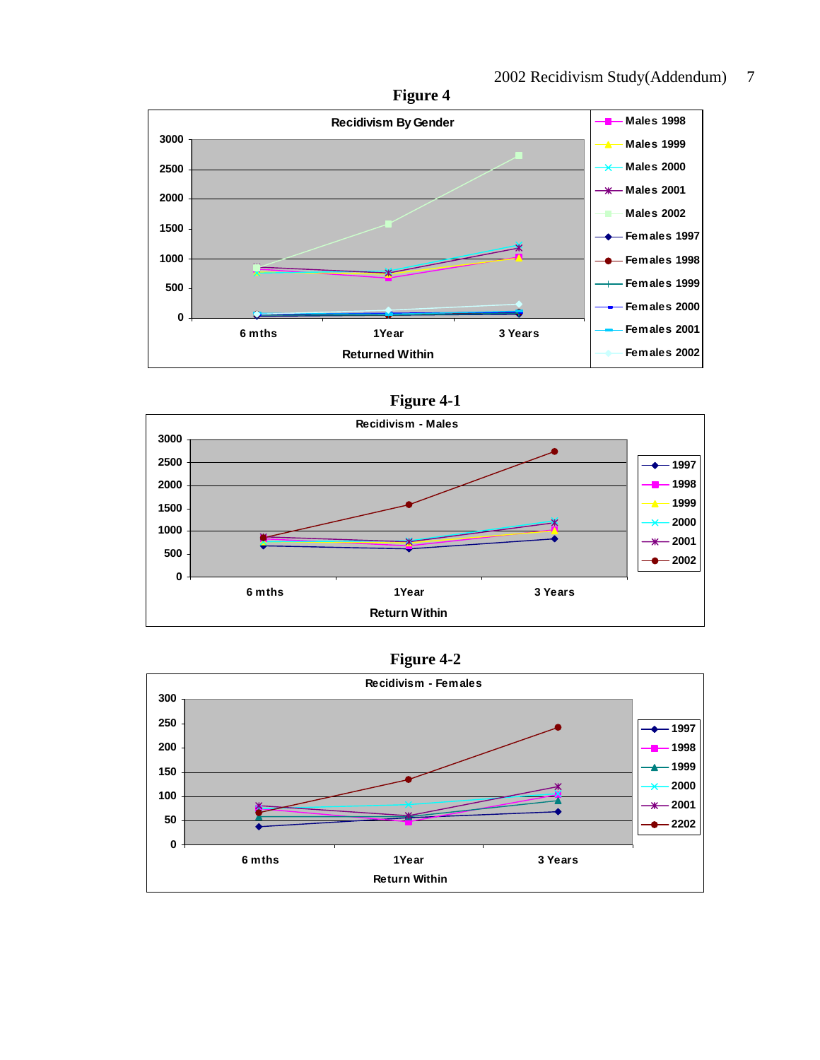**Figure 4**

Recidivism By Gender

3000
2500
2000
1500
1000
500
0

6 mths | 1Year | 3 Years

Returned Within

- Males 1998
- Males 1999
- Males 2000
- Males 2001
- Males 2002
- Females 1997
- Females 1998
- Females 1999
- Females 2000
- Females 2001
- Females 2002

**Figure 4-1**

Recidivism - Males

3000
2500
2000
1500
1000
500
0

6 mths | 1Year | 3 Years

Return Within

- 1997
- 1998
- 1999
- 2000
- 2001
- 2002

**Figure 4-2**

Recidivism - Females

300
250
200
150
100
50
0

6 mths | 1Year | 3 Years

Return Within

- 1997
- 1998
- 1999
- 2000
- 2001
- 2202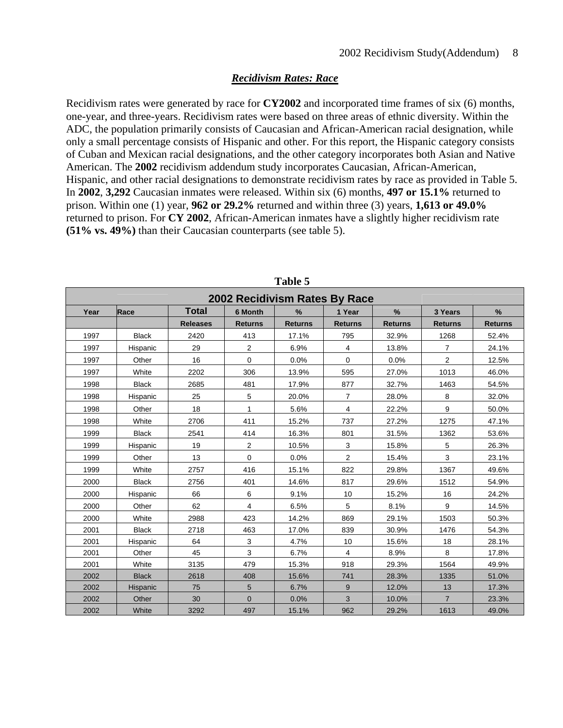## ***Recidivism Rates: Race***

Recidivism rates were generated by race for **CY2002** and incorporated time frames of six (6) months, one-year, and three-years. Recidivism rates were based on three areas of ethnic diversity. Within the ADC, the population primarily consists of Caucasian and African-American racial designation, while only a small percentage consists of Hispanic and other. For this report, the Hispanic category consists of Cuban and Mexican racial designations, and the other category incorporates both Asian and Native American. The **2002** recidivism addendum study incorporates Caucasian, African-American, Hispanic, and other racial designations to demonstrate recidivism rates by race as provided in Table 5. In **2002**, **3,292** Caucasian inmates were released. Within six (6) months, **497 or 15.1%** returned to prison. Within one (1) year, **962 or 29.2%** returned and within three (3) years, **1,613 or 49.0%** returned to prison. For **CY 2002**, African-American inmates have a slightly higher recidivism rate **(51% vs. 49%)** than their Caucasian counterparts (see table 5).

**Table 5**

**2002 Recidivism Rates By Race**

| Year | Race | Total Releases | 6 Month Returns | % Returns | 1 Year Returns | % Returns | 3 Years Returns | % Returns |
|---|---|---|---|---|---|---|---|---|
| 1997 | Black | 2420 | 413 | 17.1% | 795 | 32.9% | 1268 | 52.4% |
| 1997 | Hispanic | 29 | 2 | 6.9% | 4 | 13.8% | 7 | 24.1% |
| 1997 | Other | 16 | 0 | 0.0% | 0 | 0.0% | 2 | 12.5% |
| 1997 | White | 2202 | 306 | 13.9% | 595 | 27.0% | 1013 | 46.0% |
| 1998 | Black | 2685 | 481 | 17.9% | 877 | 32.7% | 1463 | 54.5% |
| 1998 | Hispanic | 25 | 5 | 20.0% | 7 | 28.0% | 8 | 32.0% |
| 1998 | Other | 18 | 1 | 5.6% | 4 | 22.2% | 9 | 50.0% |
| 1998 | White | 2706 | 411 | 15.2% | 737 | 27.2% | 1275 | 47.1% |
| 1999 | Black | 2541 | 414 | 16.3% | 801 | 31.5% | 1362 | 53.6% |
| 1999 | Hispanic | 19 | 2 | 10.5% | 3 | 15.8% | 5 | 26.3% |
| 1999 | Other | 13 | 0 | 0.0% | 2 | 15.4% | 3 | 23.1% |
| 1999 | White | 2757 | 416 | 15.1% | 822 | 29.8% | 1367 | 49.6% |
| 2000 | Black | 2756 | 401 | 14.6% | 817 | 29.6% | 1512 | 54.9% |
| 2000 | Hispanic | 66 | 6 | 9.1% | 10 | 15.2% | 16 | 24.2% |
| 2000 | Other | 62 | 4 | 6.5% | 5 | 8.1% | 9 | 14.5% |
| 2000 | White | 2988 | 423 | 14.2% | 869 | 29.1% | 1503 | 50.3% |
| 2001 | Black | 2718 | 463 | 17.0% | 839 | 30.9% | 1476 | 54.3% |
| 2001 | Hispanic | 64 | 3 | 4.7% | 10 | 15.6% | 18 | 28.1% |
| 2001 | Other | 45 | 3 | 6.7% | 4 | 8.9% | 8 | 17.8% |
| 2001 | White | 3135 | 479 | 15.3% | 918 | 29.3% | 1564 | 49.9% |
| 2002 | Black | 2618 | 408 | 15.6% | 741 | 28.3% | 1335 | 51.0% |
| 2002 | Hispanic | 75 | 5 | 6.7% | 9 | 12.0% | 13 | 17.3% |
| 2002 | Other | 30 | 0 | 0.0% | 3 | 10.0% | 7 | 23.3% |
| 2002 | White | 3292 | 497 | 15.1% | 962 | 29.2% | 1613 | 49.0% |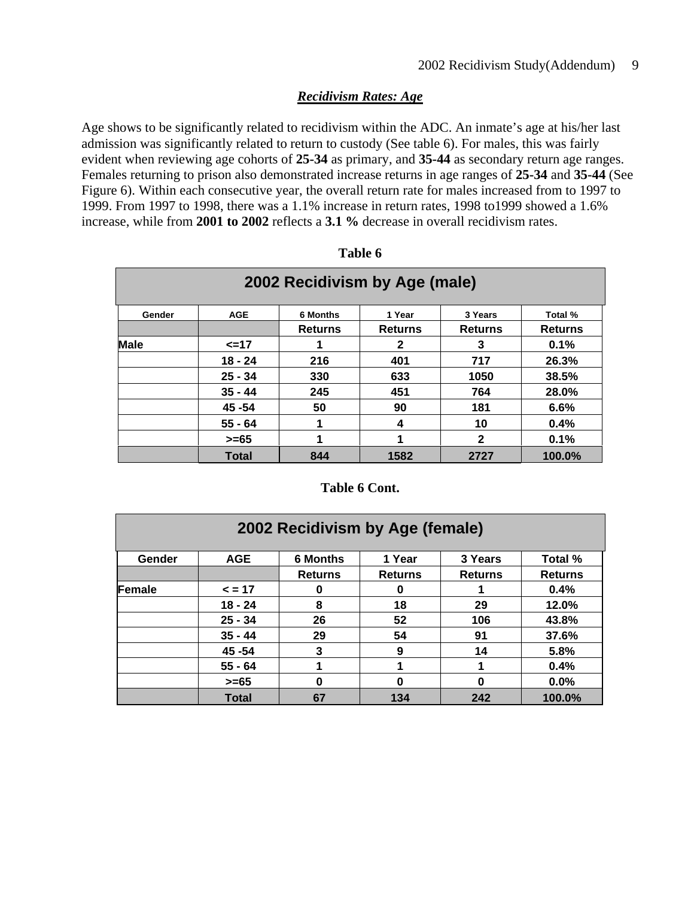## ***Recidivism Rates: Age***

Age shows to be significantly related to recidivism within the ADC. An inmate's age at his/her last admission was significantly related to return to custody (See table 6). For males, this was fairly evident when reviewing age cohorts of **25-34** as primary, and **35-44** as secondary return age ranges. Females returning to prison also demonstrated increase returns in age ranges of **25-34** and **35-44** (See Figure 6). Within each consecutive year, the overall return rate for males increased from to 1997 to 1999. From 1997 to 1998, there was a 1.1% increase in return rates, 1998 to1999 showed a 1.6% increase, while from **2001 to 2002** reflects a **3.1 %** decrease in overall recidivism rates.

**Table 6**

**2002 Recidivism by Age (male)**

| Gender | AGE | 6 Months | 1 Year | 3 Years | Total % |
|---|---|---|---|---|---|
| | | Returns | Returns | Returns | Returns |
| Male | <=17 | 1 | 2 | 3 | 0.1% |
| | 18 - 24 | 216 | 401 | 717 | 26.3% |
| | 25 - 34 | 330 | 633 | 1050 | 38.5% |
| | 35 - 44 | 245 | 451 | 764 | 28.0% |
| | 45 -54 | 50 | 90 | 181 | 6.6% |
| | 55 - 64 | 1 | 4 | 10 | 0.4% |
| | >=65 | 1 | 1 | 2 | 0.1% |
| | Total | 844 | 1582 | 2727 | 100.0% |

**Table 6 Cont.**

**2002 Recidivism by Age (female)**

| Gender | AGE | 6 Months | 1 Year | 3 Years | Total % |
|---|---|---|---|---|---|
| | | Returns | Returns | Returns | Returns |
| Female | < = 17 | 0 | 0 | 1 | 0.4% |
| | 18 - 24 | 8 | 18 | 29 | 12.0% |
| | 25 - 34 | 26 | 52 | 106 | 43.8% |
| | 35 - 44 | 29 | 54 | 91 | 37.6% |
| | 45 -54 | 3 | 9 | 14 | 5.8% |
| | 55 - 64 | 1 | 1 | 1 | 0.4% |
| | >=65 | 0 | 0 | 0 | 0.0% |
| | Total | 67 | 134 | 242 | 100.0% |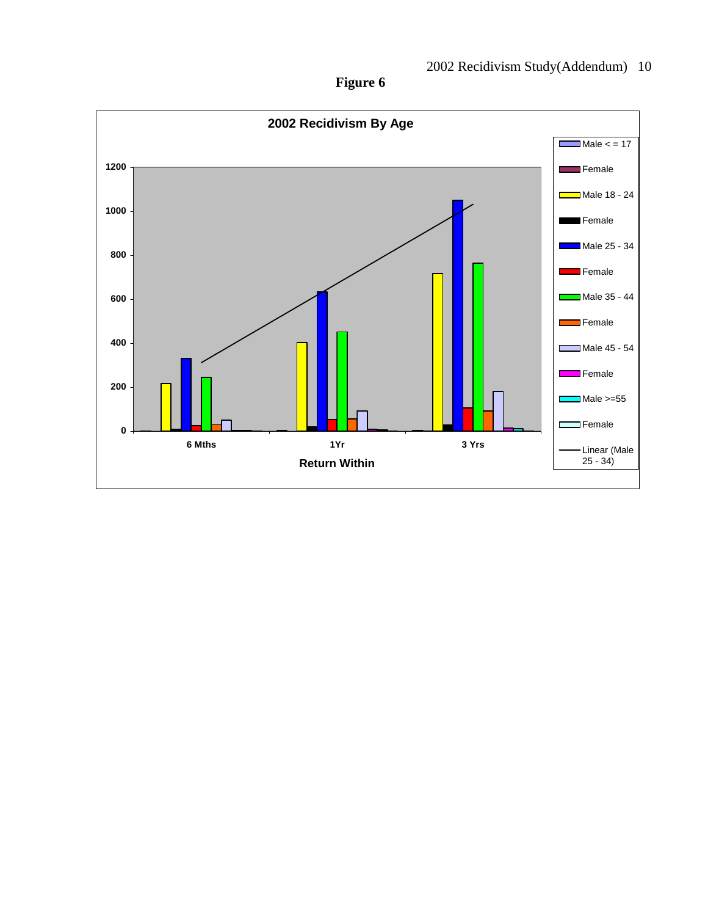**Figure 6**

2002 Recidivism By Age

1200
1000
800
600
400
200
0

6 Mths
1Yr
3 Yrs

Return Within

Male < = 17
Female
Male 18 - 24
Female
Male 25 - 34
Female
Male 35 - 44
Female
Male 45 - 54
Female
Male >=55
Female
Linear (Male 25 - 34)